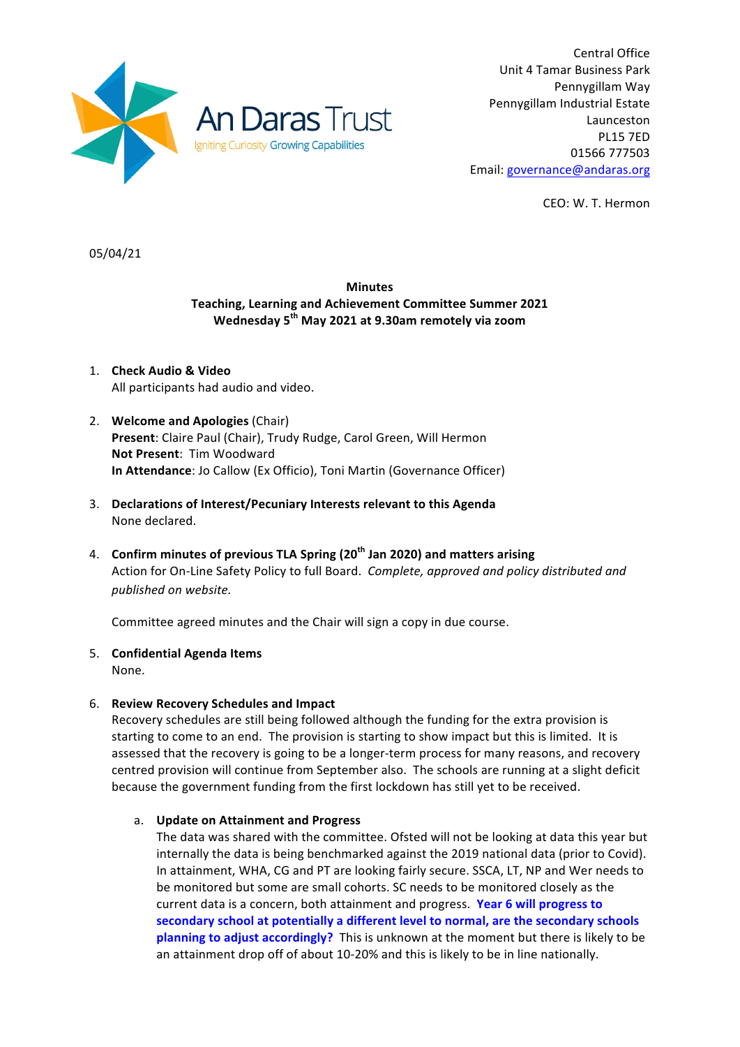An Daras Trust
Igniting Curiosity Growing Capabilities

Central Office
Unit 4 Tamar Business Park
Pennygillam Way
Pennygillam Industrial Estate
Launceston
PL15 7ED
01566 777503
Email: governance@andaras.org

CEO: W. T. Hermon

05/04/21

**Minutes**
**Teaching, Learning and Achievement Committee Summer 2021**
**Wednesday 5th May 2021 at 9.30am remotely via zoom**

1. **Check Audio & Video**
   All participants had audio and video.

2. **Welcome and Apologies** (Chair)
   **Present**: Claire Paul (Chair), Trudy Rudge, Carol Green, Will Hermon
   **Not Present**: Tim Woodward
   **In Attendance**: Jo Callow (Ex Officio), Toni Martin (Governance Officer)

3. **Declarations of Interest/Pecuniary Interests relevant to this Agenda**
   None declared.

4. **Confirm minutes of previous TLA Spring (20th Jan 2020) and matters arising**
   Action for On-Line Safety Policy to full Board. *Complete, approved and policy distributed and published on website.*

   Committee agreed minutes and the Chair will sign a copy in due course.

5. **Confidential Agenda Items**
   None.

6. **Review Recovery Schedules and Impact**
   Recovery schedules are still being followed although the funding for the extra provision is starting to come to an end. The provision is starting to show impact but this is limited. It is assessed that the recovery is going to be a longer-term process for many reasons, and recovery centred provision will continue from September also. The schools are running at a slight deficit because the government funding from the first lockdown has still yet to be received.

   a. **Update on Attainment and Progress**
      The data was shared with the committee. Ofsted will not be looking at data this year but internally the data is being benchmarked against the 2019 national data (prior to Covid). In attainment, WHA, CG and PT are looking fairly secure. SSCA, LT, NP and Wer needs to be monitored but some are small cohorts. SC needs to be monitored closely as the current data is a concern, both attainment and progress. **Year 6 will progress to secondary school at potentially a different level to normal, are the secondary schools planning to adjust accordingly?** This is unknown at the moment but there is likely to be an attainment drop off of about 10-20% and this is likely to be in line nationally.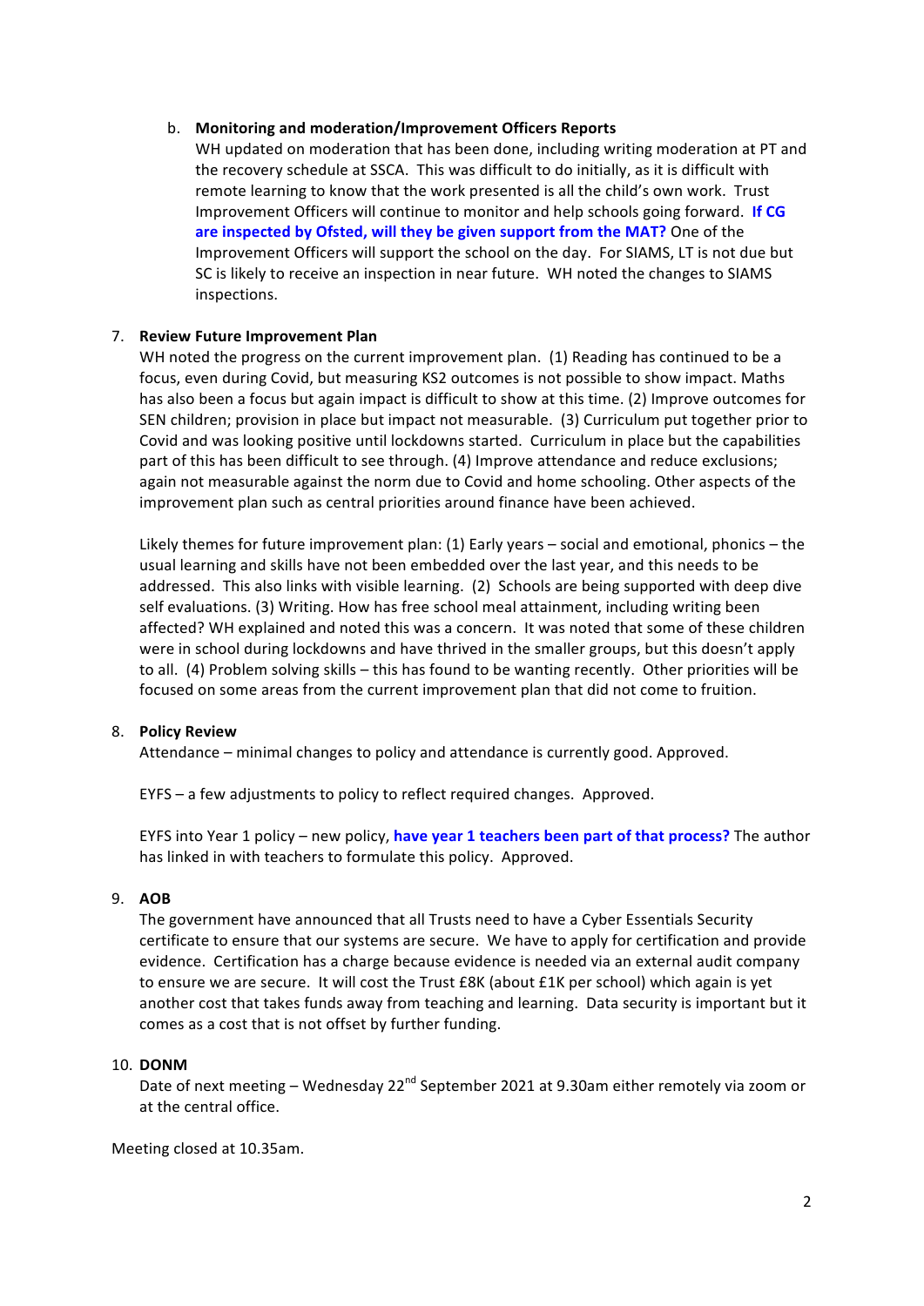b. **Monitoring and moderation/Improvement Officers Reports**
   WH updated on moderation that has been done, including writing moderation at PT and the recovery schedule at SSCA. This was difficult to do initially, as it is difficult with remote learning to know that the work presented is all the child's own work. Trust Improvement Officers will continue to monitor and help schools going forward. **If CG are inspected by Ofsted, will they be given support from the MAT?** One of the Improvement Officers will support the school on the day. For SIAMS, LT is not due but SC is likely to receive an inspection in near future. WH noted the changes to SIAMS inspections.

7. **Review Future Improvement Plan**
   WH noted the progress on the current improvement plan. (1) Reading has continued to be a focus, even during Covid, but measuring KS2 outcomes is not possible to show impact. Maths has also been a focus but again impact is difficult to show at this time. (2) Improve outcomes for SEN children; provision in place but impact not measurable. (3) Curriculum put together prior to Covid and was looking positive until lockdowns started. Curriculum in place but the capabilities part of this has been difficult to see through. (4) Improve attendance and reduce exclusions; again not measurable against the norm due to Covid and home schooling. Other aspects of the improvement plan such as central priorities around finance have been achieved.

   Likely themes for future improvement plan: (1) Early years – social and emotional, phonics – the usual learning and skills have not been embedded over the last year, and this needs to be addressed. This also links with visible learning. (2) Schools are being supported with deep dive self evaluations. (3) Writing. How has free school meal attainment, including writing been affected? WH explained and noted this was a concern. It was noted that some of these children were in school during lockdowns and have thrived in the smaller groups, but this doesn't apply to all. (4) Problem solving skills – this has found to be wanting recently. Other priorities will be focused on some areas from the current improvement plan that did not come to fruition.

8. **Policy Review**
   Attendance – minimal changes to policy and attendance is currently good. Approved.

   EYFS – a few adjustments to policy to reflect required changes. Approved.

   EYFS into Year 1 policy – new policy, **have year 1 teachers been part of that process?** The author has linked in with teachers to formulate this policy. Approved.

9. **AOB**
   The government have announced that all Trusts need to have a Cyber Essentials Security certificate to ensure that our systems are secure. We have to apply for certification and provide evidence. Certification has a charge because evidence is needed via an external audit company to ensure we are secure. It will cost the Trust £8K (about £1K per school) which again is yet another cost that takes funds away from teaching and learning. Data security is important but it comes as a cost that is not offset by further funding.

10. **DONM**
    Date of next meeting – Wednesday 22nd September 2021 at 9.30am either remotely via zoom or at the central office.

Meeting closed at 10.35am.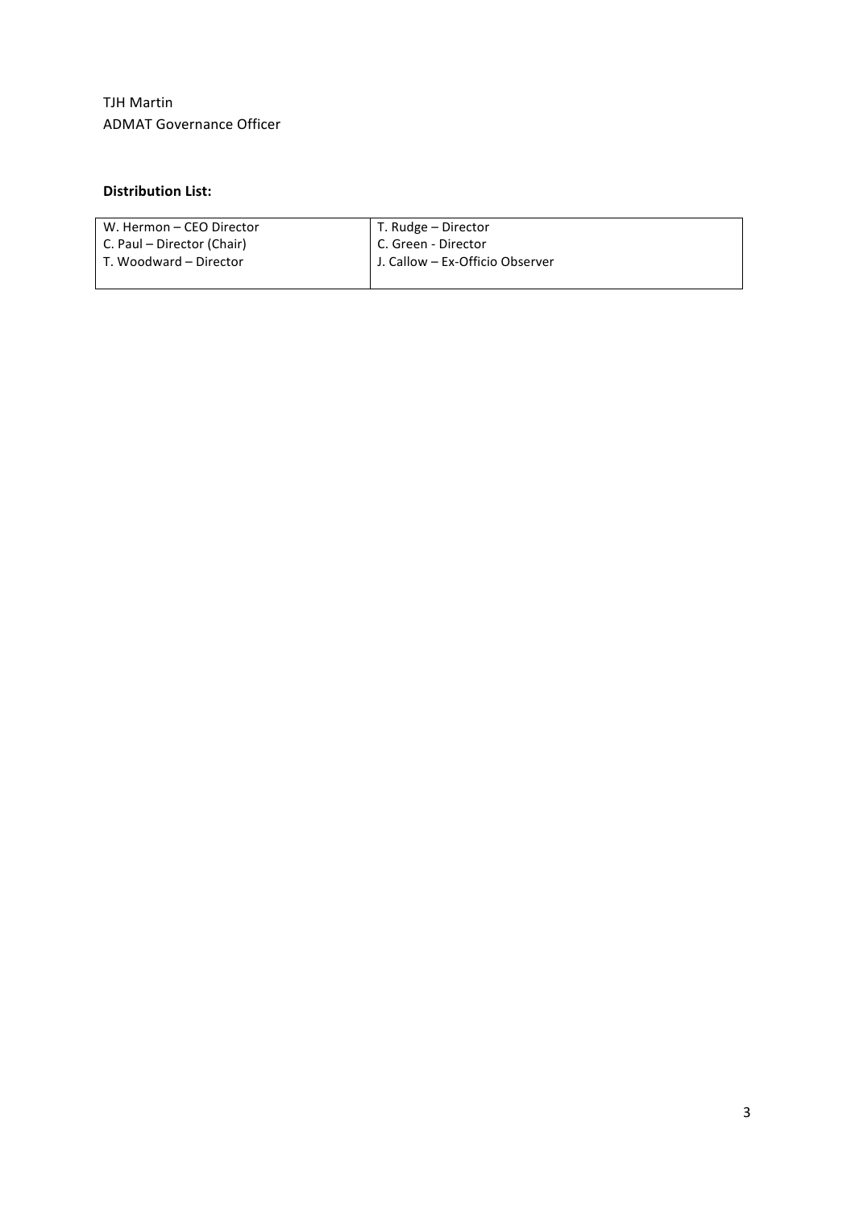TJH Martin
ADMAT Governance Officer

**Distribution List:**

| | |
|---|---|
| W. Hermon – CEO Director | T. Rudge – Director |
| C. Paul – Director (Chair) | C. Green - Director |
| T. Woodward – Director | J. Callow – Ex-Officio Observer |